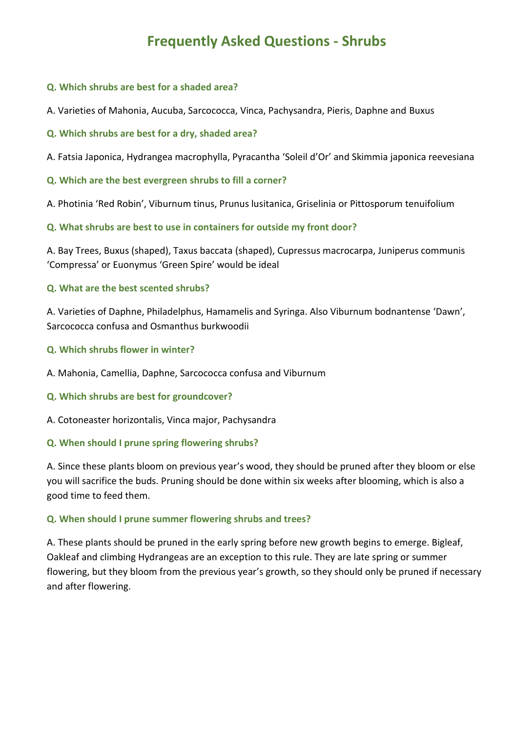# Frequently Asked Questions - Shrubs

**Q. Which shrubs are best for a shaded area?**

A. Varieties of Mahonia, Aucuba, Sarcococca, Vinca, Pachysandra, Pieris, Daphne and Buxus

**Q. Which shrubs are best for a dry, shaded area?**

A. Fatsia Japonica, Hydrangea macrophylla, Pyracantha 'Soleil d'Or' and Skimmia japonica reevesiana

**Q. Which are the best evergreen shrubs to fill a corner?**

A. Photinia 'Red Robin', Viburnum tinus, Prunus lusitanica, Griselinia or Pittosporum tenuifolium

**Q. What shrubs are best to use in containers for outside my front door?**

A. Bay Trees, Buxus (shaped), Taxus baccata (shaped), Cupressus macrocarpa, Juniperus communis 'Compressa' or Euonymus 'Green Spire' would be ideal

**Q. What are the best scented shrubs?**

A. Varieties of Daphne, Philadelphus, Hamamelis and Syringa. Also Viburnum bodnantense 'Dawn', Sarcococca confusa and Osmanthus burkwoodii

**Q. Which shrubs flower in winter?**

A. Mahonia, Camellia, Daphne, Sarcococca confusa and Viburnum

**Q. Which shrubs are best for groundcover?**

A. Cotoneaster horizontalis, Vinca major, Pachysandra

**Q. When should I prune spring flowering shrubs?**

A. Since these plants bloom on previous year's wood, they should be pruned after they bloom or else you will sacrifice the buds. Pruning should be done within six weeks after blooming, which is also a good time to feed them.

**Q. When should I prune summer flowering shrubs and trees?**

A. These plants should be pruned in the early spring before new growth begins to emerge. Bigleaf, Oakleaf and climbing Hydrangeas are an exception to this rule. They are late spring or summer flowering, but they bloom from the previous year's growth, so they should only be pruned if necessary and after flowering.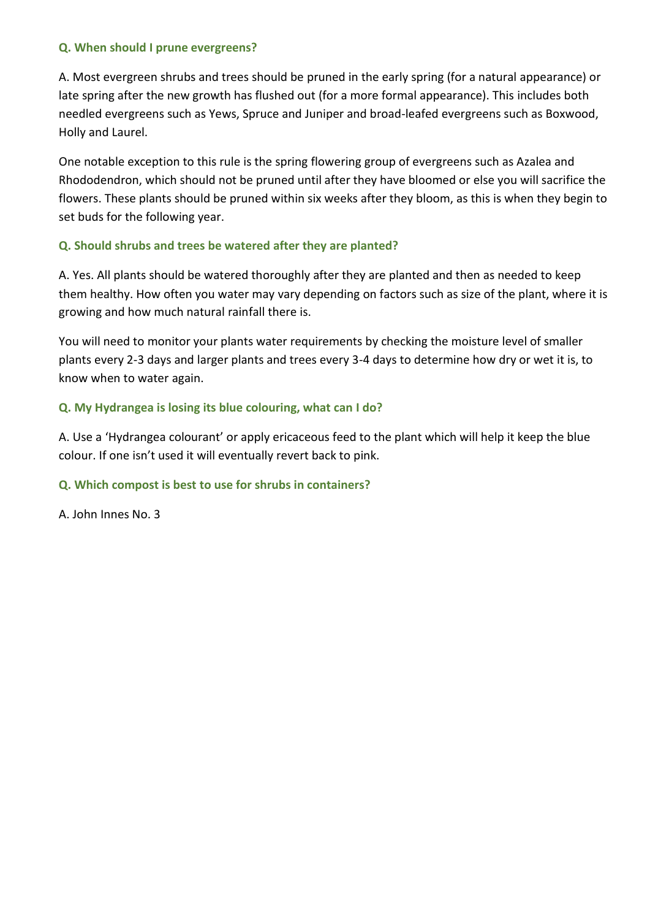**Q. When should I prune evergreens?**

A. Most evergreen shrubs and trees should be pruned in the early spring (for a natural appearance) or late spring after the new growth has flushed out (for a more formal appearance). This includes both needled evergreens such as Yews, Spruce and Juniper and broad-leafed evergreens such as Boxwood, Holly and Laurel.

One notable exception to this rule is the spring flowering group of evergreens such as Azalea and Rhododendron, which should not be pruned until after they have bloomed or else you will sacrifice the flowers. These plants should be pruned within six weeks after they bloom, as this is when they begin to set buds for the following year.

**Q. Should shrubs and trees be watered after they are planted?**

A. Yes. All plants should be watered thoroughly after they are planted and then as needed to keep them healthy. How often you water may vary depending on factors such as size of the plant, where it is growing and how much natural rainfall there is.

You will need to monitor your plants water requirements by checking the moisture level of smaller plants every 2-3 days and larger plants and trees every 3-4 days to determine how dry or wet it is, to know when to water again.

**Q. My Hydrangea is losing its blue colouring, what can I do?**

A. Use a 'Hydrangea colourant' or apply ericaceous feed to the plant which will help it keep the blue colour. If one isn't used it will eventually revert back to pink.

**Q. Which compost is best to use for shrubs in containers?**

A. John Innes No. 3